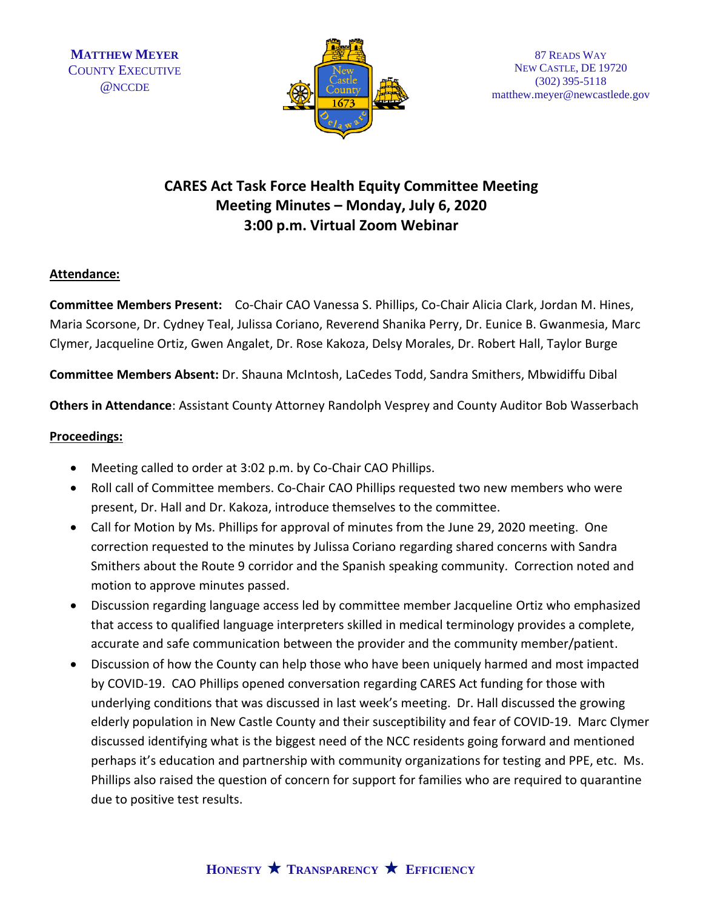MATTHEW MEYER
COUNTY EXECUTIVE
@NCCDE

87 READS WAY
NEW CASTLE, DE 19720
(302) 395-5118
matthew.meyer@newcastlede.gov

# CARES Act Task Force Health Equity Committee Meeting
## Meeting Minutes – Monday, July 6, 2020
## 3:00 p.m. Virtual Zoom Webinar

**Attendance:**

**Committee Members Present:** Co-Chair CAO Vanessa S. Phillips, Co-Chair Alicia Clark, Jordan M. Hines, Maria Scorsone, Dr. Cydney Teal, Julissa Coriano, Reverend Shanika Perry, Dr. Eunice B. Gwanmesia, Marc Clymer, Jacqueline Ortiz, Gwen Angalet, Dr. Rose Kakoza, Delsy Morales, Dr. Robert Hall, Taylor Burge

**Committee Members Absent:** Dr. Shauna McIntosh, LaCedes Todd, Sandra Smithers, Mbwidiffu Dibal

**Others in Attendance**: Assistant County Attorney Randolph Vesprey and County Auditor Bob Wasserbach

**Proceedings:**

- Meeting called to order at 3:02 p.m. by Co-Chair CAO Phillips.
- Roll call of Committee members. Co-Chair CAO Phillips requested two new members who were present, Dr. Hall and Dr. Kakoza, introduce themselves to the committee.
- Call for Motion by Ms. Phillips for approval of minutes from the June 29, 2020 meeting. One correction requested to the minutes by Julissa Coriano regarding shared concerns with Sandra Smithers about the Route 9 corridor and the Spanish speaking community. Correction noted and motion to approve minutes passed.
- Discussion regarding language access led by committee member Jacqueline Ortiz who emphasized that access to qualified language interpreters skilled in medical terminology provides a complete, accurate and safe communication between the provider and the community member/patient.
- Discussion of how the County can help those who have been uniquely harmed and most impacted by COVID-19. CAO Phillips opened conversation regarding CARES Act funding for those with underlying conditions that was discussed in last week's meeting. Dr. Hall discussed the growing elderly population in New Castle County and their susceptibility and fear of COVID-19. Marc Clymer discussed identifying what is the biggest need of the NCC residents going forward and mentioned perhaps it's education and partnership with community organizations for testing and PPE, etc. Ms. Phillips also raised the question of concern for support for families who are required to quarantine due to positive test results.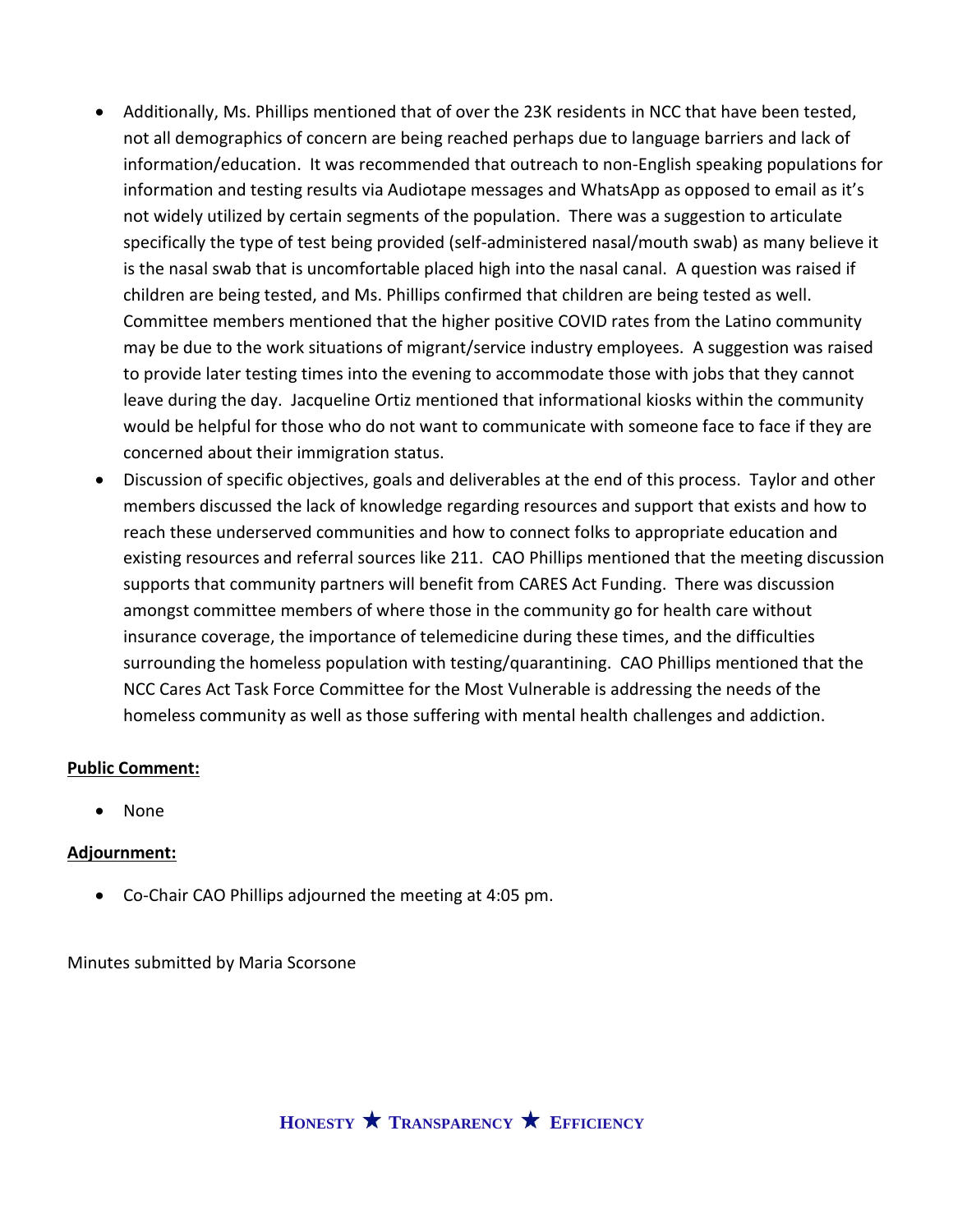- Additionally, Ms. Phillips mentioned that of over the 23K residents in NCC that have been tested, not all demographics of concern are being reached perhaps due to language barriers and lack of information/education. It was recommended that outreach to non-English speaking populations for information and testing results via Audiotape messages and WhatsApp as opposed to email as it's not widely utilized by certain segments of the population. There was a suggestion to articulate specifically the type of test being provided (self-administered nasal/mouth swab) as many believe it is the nasal swab that is uncomfortable placed high into the nasal canal. A question was raised if children are being tested, and Ms. Phillips confirmed that children are being tested as well. Committee members mentioned that the higher positive COVID rates from the Latino community may be due to the work situations of migrant/service industry employees. A suggestion was raised to provide later testing times into the evening to accommodate those with jobs that they cannot leave during the day. Jacqueline Ortiz mentioned that informational kiosks within the community would be helpful for those who do not want to communicate with someone face to face if they are concerned about their immigration status.
- Discussion of specific objectives, goals and deliverables at the end of this process. Taylor and other members discussed the lack of knowledge regarding resources and support that exists and how to reach these underserved communities and how to connect folks to appropriate education and existing resources and referral sources like 211. CAO Phillips mentioned that the meeting discussion supports that community partners will benefit from CARES Act Funding. There was discussion amongst committee members of where those in the community go for health care without insurance coverage, the importance of telemedicine during these times, and the difficulties surrounding the homeless population with testing/quarantining. CAO Phillips mentioned that the NCC Cares Act Task Force Committee for the Most Vulnerable is addressing the needs of the homeless community as well as those suffering with mental health challenges and addiction.

**Public Comment:**

- None

**Adjournment:**

- Co-Chair CAO Phillips adjourned the meeting at 4:05 pm.

Minutes submitted by Maria Scorsone

**HONESTY ★ TRANSPARENCY ★ EFFICIENCY**